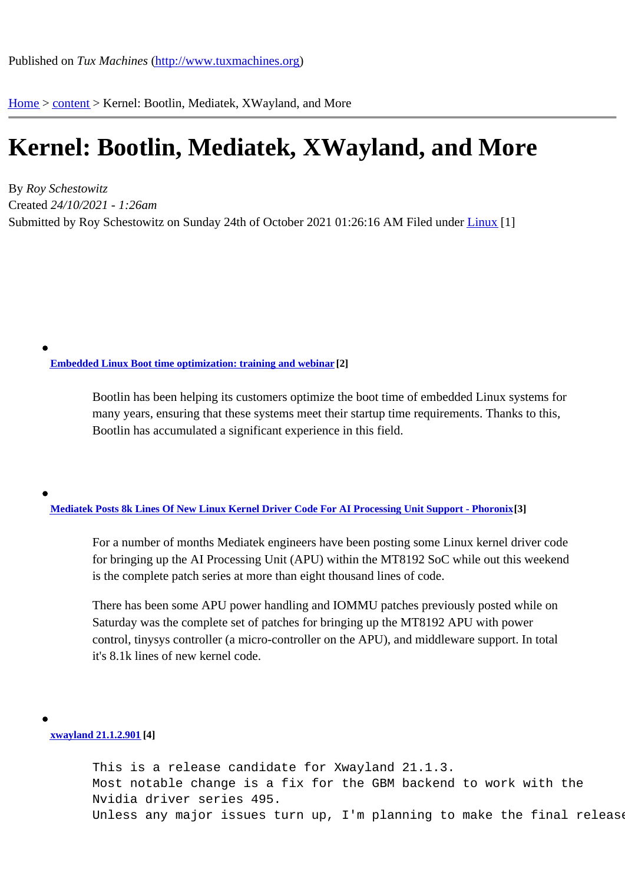Published on *Tux Machines* (http://www.tuxmachines.org)

Home > content > Kernel: Bootlin, Mediatek, XWayland, and More

# Kernel: Bootlin, Mediatek, XWayland, and More

By *Roy Schestowitz*
Created *24/10/2021 - 1:26am*
Submitted by Roy Schestowitz on Sunday 24th of October 2021 01:26:16 AM Filed under Linux [1]

- **Embedded Linux Boot time optimization: training and webinar [2]**

  > Bootlin has been helping its customers optimize the boot time of embedded Linux systems for many years, ensuring that these systems meet their startup time requirements. Thanks to this, Bootlin has accumulated a significant experience in this field.

- **Mediatek Posts 8k Lines Of New Linux Kernel Driver Code For AI Processing Unit Support - Phoronix [3]**

  > For a number of months Mediatek engineers have been posting some Linux kernel driver code for bringing up the AI Processing Unit (APU) within the MT8192 SoC while out this weekend is the complete patch series at more than eight thousand lines of code.
  >
  > There has been some APU power handling and IOMMU patches previously posted while on Saturday was the complete set of patches for bringing up the MT8192 APU with power control, tinysys controller (a micro-controller on the APU), and middleware support. In total it's 8.1k lines of new kernel code.

- **xwayland 21.1.2.901 [4]**

  ```
  This is a release candidate for Xwayland 21.1.3.
  Most notable change is a fix for the GBM backend to work with the
  Nvidia driver series 495.
  Unless any major issues turn up, I'm planning to make the final release
  ```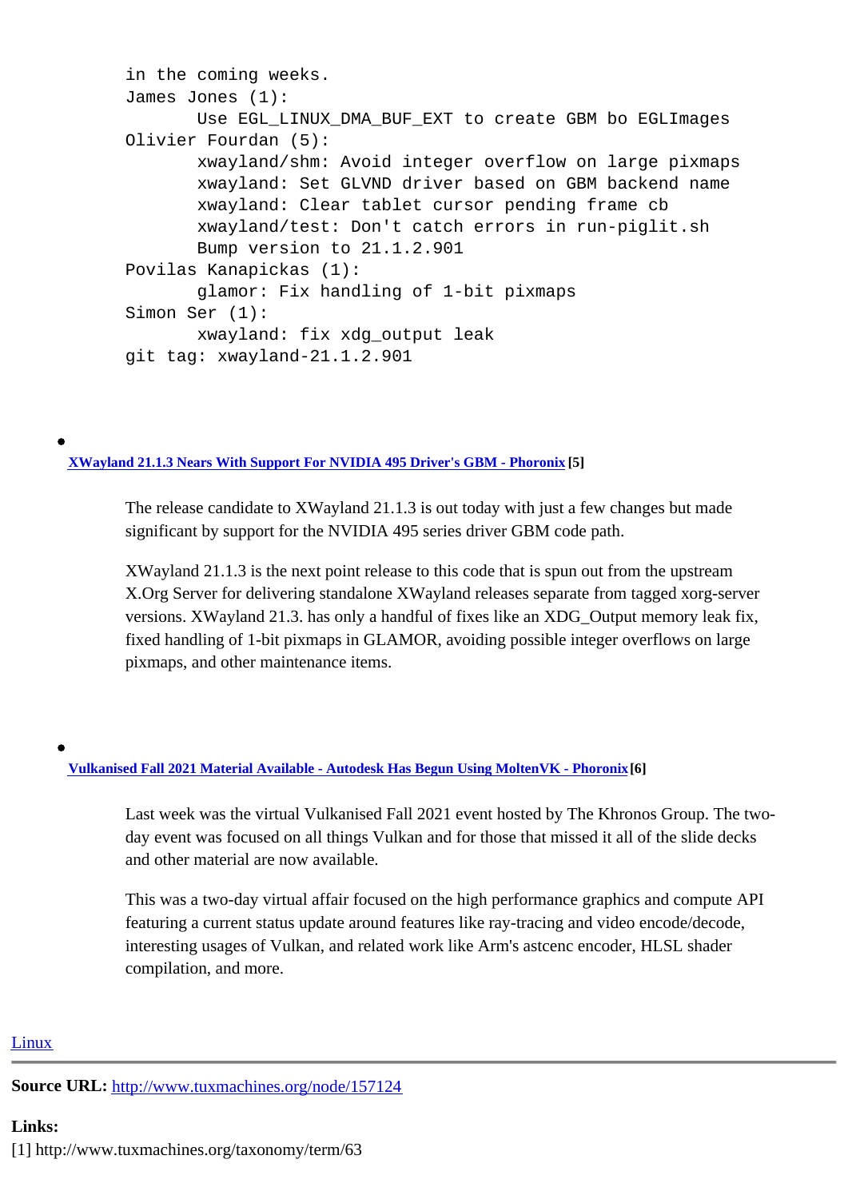```
in the coming weeks.
James Jones (1):
      Use EGL_LINUX_DMA_BUF_EXT to create GBM bo EGLImages
Olivier Fourdan (5):
      xwayland/shm: Avoid integer overflow on large pixmaps
      xwayland: Set GLVND driver based on GBM backend name
      xwayland: Clear tablet cursor pending frame cb
      xwayland/test: Don't catch errors in run-piglit.sh
      Bump version to 21.1.2.901
Povilas Kanapickas (1):
      glamor: Fix handling of 1-bit pixmaps
Simon Ser (1):
      xwayland: fix xdg_output leak
git tag: xwayland-21.1.2.901
```

- **XWayland 21.1.3 Nears With Support For NVIDIA 495 Driver's GBM - Phoronix [5]**

  The release candidate to XWayland 21.1.3 is out today with just a few changes but made significant by support for the NVIDIA 495 series driver GBM code path.

  XWayland 21.1.3 is the next point release to this code that is spun out from the upstream X.Org Server for delivering standalone XWayland releases separate from tagged xorg-server versions. XWayland 21.3. has only a handful of fixes like an XDG_Output memory leak fix, fixed handling of 1-bit pixmaps in GLAMOR, avoiding possible integer overflows on large pixmaps, and other maintenance items.

- **Vulkanised Fall 2021 Material Available - Autodesk Has Begun Using MoltenVK - Phoronix [6]**

  Last week was the virtual Vulkanised Fall 2021 event hosted by The Khronos Group. The two-day event was focused on all things Vulkan and for those that missed it all of the slide decks and other material are now available.

  This was a two-day virtual affair focused on the high performance graphics and compute API featuring a current status update around features like ray-tracing and video encode/decode, interesting usages of Vulkan, and related work like Arm's astcenc encoder, HLSL shader compilation, and more.

Linux

---

**Source URL:** http://www.tuxmachines.org/node/157124

**Links:**
[1] http://www.tuxmachines.org/taxonomy/term/63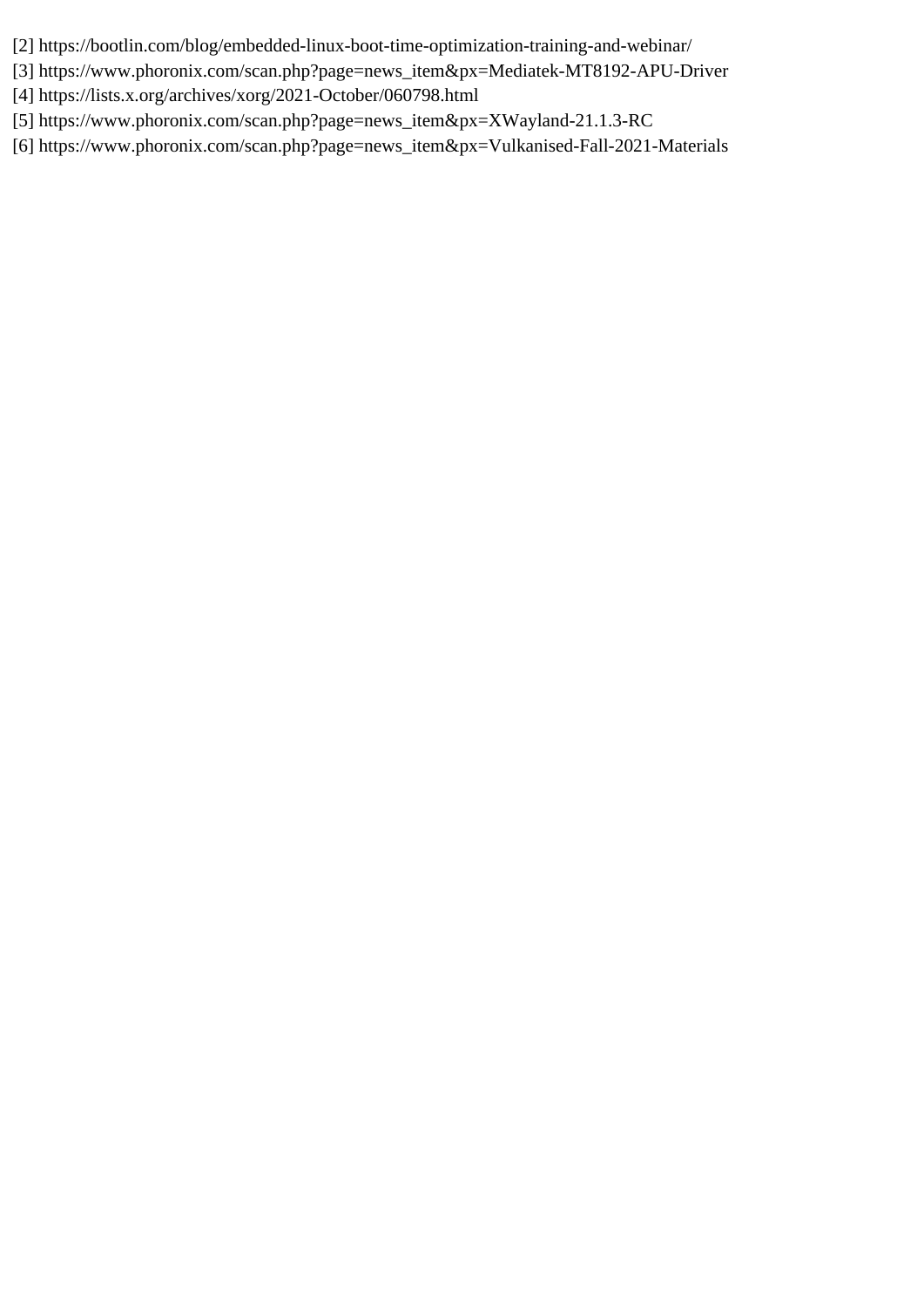[2] https://bootlin.com/blog/embedded-linux-boot-time-optimization-training-and-webinar/

[3] https://www.phoronix.com/scan.php?page=news_item&px=Mediatek-MT8192-APU-Driver

[4] https://lists.x.org/archives/xorg/2021-October/060798.html

[5] https://www.phoronix.com/scan.php?page=news_item&px=XWayland-21.1.3-RC

[6] https://www.phoronix.com/scan.php?page=news_item&px=Vulkanised-Fall-2021-Materials